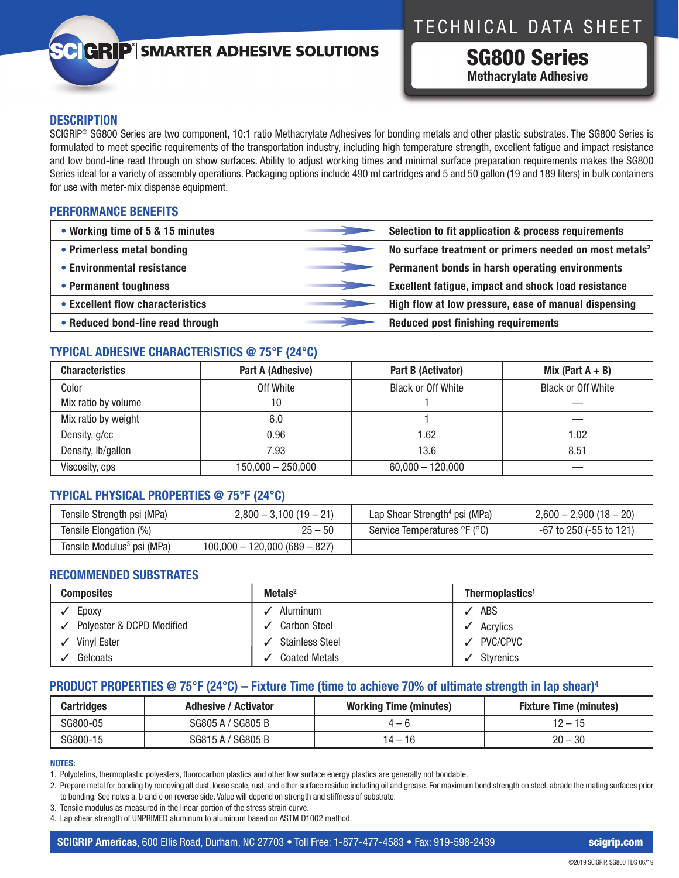# TECHNICAL DATA SHEET

## SG800 Series

**Methacrylate Adhesive**

SCIGRIP® SMARTER ADHESIVE SOLUTIONS

## DESCRIPTION

SCIGRIP® SG800 Series are two component, 10:1 ratio Methacrylate Adhesives for bonding metals and other plastic substrates. The SG800 Series is formulated to meet specific requirements of the transportation industry, including high temperature strength, excellent fatigue and impact resistance and low bond-line read through on show surfaces. Ability to adjust working times and minimal surface preparation requirements makes the SG800 Series ideal for a variety of assembly operations. Packaging options include 490 ml cartridges and 5 and 50 gallon (19 and 189 liters) in bulk containers for use with meter-mix dispense equipment.

## PERFORMANCE BENEFITS

| Benefit | Result |
|---|---|
| • **Working time of 5 & 15 minutes** | **Selection to fit application & process requirements** |
| • **Primerless metal bonding** | **No surface treatment or primers needed on most metals[2]** |
| • **Environmental resistance** | **Permanent bonds in harsh operating environments** |
| • **Permanent toughness** | **Excellent fatigue, impact and shock load resistance** |
| • **Excellent flow characteristics** | **High flow at low pressure, ease of manual dispensing** |
| • **Reduced bond-line read through** | **Reduced post finishing requirements** |

## TYPICAL ADHESIVE CHARACTERISTICS @ 75°F (24°C)

| Characteristics | Part A (Adhesive) | Part B (Activator) | Mix (Part A + B) |
|---|---|---|---|
| Color | Off White | Black or Off White | Black or Off White |
| Mix ratio by volume | 10 | 1 | — |
| Mix ratio by weight | 6.0 | 1 | — |
| Density, g/cc | 0.96 | 1.62 | 1.02 |
| Density, lb/gallon | 7.93 | 13.6 | 8.51 |
| Viscosity, cps | 150,000 – 250,000 | 60,000 – 120,000 | — |

## TYPICAL PHYSICAL PROPERTIES @ 75°F (24°C)

| Property | Value | Property | Value |
|---|---|---|---|
| Tensile Strength psi (MPa) | 2,800 – 3,100 (19 – 21) | Lap Shear Strength[4] psi (MPa) | 2,600 – 2,900 (18 – 20) |
| Tensile Elongation (%) | 25 – 50 | Service Temperatures °F (°C) | -67 to 250 (-55 to 121) |
| Tensile Modulus[3] psi (MPa) | 100,000 – 120,000 (689 – 827) | | |

## RECOMMENDED SUBSTRATES

| Composites | Metals[2] | Thermoplastics[1] |
|---|---|---|
| ✓ Epoxy | ✓ Aluminum | ✓ ABS |
| ✓ Polyester & DCPD Modified | ✓ Carbon Steel | ✓ Acrylics |
| ✓ Vinyl Ester | ✓ Stainless Steel | ✓ PVC/CPVC |
| ✓ Gelcoats | ✓ Coated Metals | ✓ Styrenics |

## PRODUCT PROPERTIES @ 75°F (24°C) – Fixture Time (time to achieve 70% of ultimate strength in lap shear)[4]

| Cartridges | Adhesive / Activator | Working Time (minutes) | Fixture Time (minutes) |
|---|---|---|---|
| SG800-05 | SG805 A / SG805 B | 4 – 6 | 12 – 15 |
| SG800-15 | SG815 A / SG805 B | 14 – 16 | 20 – 30 |

**NOTES:**

1. Polyolefins, thermoplastic polyesters, fluorocarbon plastics and other low surface energy plastics are generally not bondable.
2. Prepare metal for bonding by removing all dust, loose scale, rust, and other surface residue including oil and grease. For maximum bond strength on steel, abrade the mating surfaces prior to bonding. See notes a, b and c on reverse side. Value will depend on strength and stiffness of substrate.
3. Tensile modulus as measured in the linear portion of the stress strain curve.
4. Lap shear strength of UNPRIMED aluminum to aluminum based on ASTM D1002 method.

**SCIGRIP Americas**, 600 Ellis Road, Durham, NC 27703 • Toll Free: 1-877-477-4583 • Fax: 919-598-2439 **scigrip.com**

©2019 SCIGRIP, SG800 TDS 06/19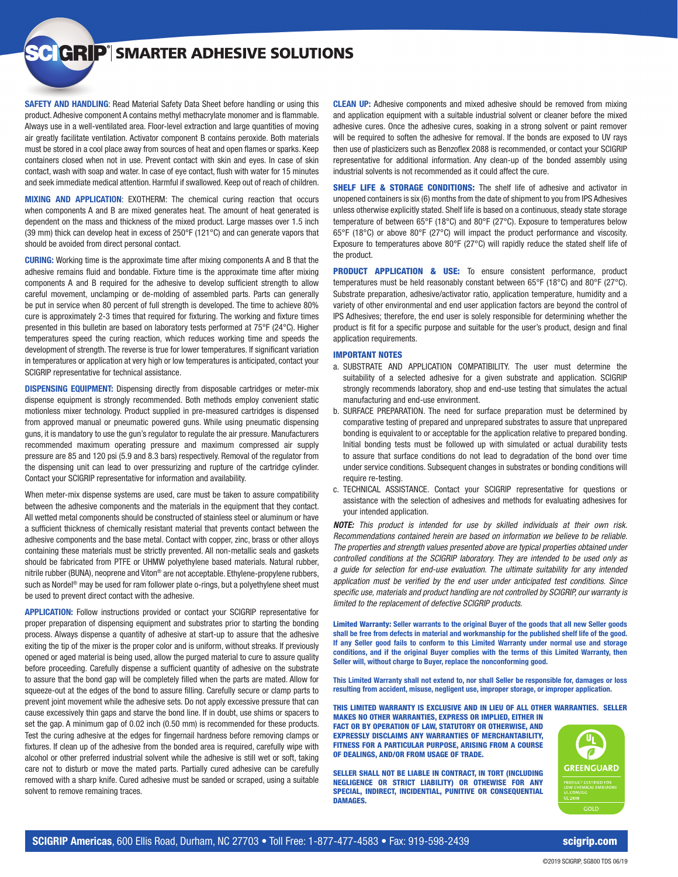**SAFETY AND HANDLING**: Read Material Safety Data Sheet before handling or using this product. Adhesive component A contains methyl methacrylate monomer and is flammable. Always use in a well-ventilated area. Floor-level extraction and large quantities of moving air greatly facilitate ventilation. Activator component B contains peroxide. Both materials must be stored in a cool place away from sources of heat and open flames or sparks. Keep containers closed when not in use. Prevent contact with skin and eyes. In case of skin contact, wash with soap and water. In case of eye contact, flush with water for 15 minutes and seek immediate medical attention. Harmful if swallowed. Keep out of reach of children.

**MIXING AND APPLICATION**: EXOTHERM: The chemical curing reaction that occurs when components A and B are mixed generates heat. The amount of heat generated is dependent on the mass and thickness of the mixed product. Large masses over 1.5 inch (39 mm) thick can develop heat in excess of 250°F (121°C) and can generate vapors that should be avoided from direct personal contact.

**CURING:** Working time is the approximate time after mixing components A and B that the adhesive remains fluid and bondable. Fixture time is the approximate time after mixing components A and B required for the adhesive to develop sufficient strength to allow careful movement, unclamping or de-molding of assembled parts. Parts can generally be put in service when 80 percent of full strength is developed. The time to achieve 80% cure is approximately 2-3 times that required for fixturing. The working and fixture times presented in this bulletin are based on laboratory tests performed at 75°F (24°C). Higher temperatures speed the curing reaction, which reduces working time and speeds the development of strength. The reverse is true for lower temperatures. If significant variation in temperatures or application at very high or low temperatures is anticipated, contact your SCIGRIP representative for technical assistance.

**DISPENSING EQUIPMENT:** Dispensing directly from disposable cartridges or meter-mix dispense equipment is strongly recommended. Both methods employ convenient static motionless mixer technology. Product supplied in pre-measured cartridges is dispensed from approved manual or pneumatic powered guns. While using pneumatic dispensing guns, it is mandatory to use the gun's regulator to regulate the air pressure. Manufacturers recommended maximum operating pressure and maximum compressed air supply pressure are 85 and 120 psi (5.9 and 8.3 bars) respectively. Removal of the regulator from the dispensing unit can lead to over pressurizing and rupture of the cartridge cylinder. Contact your SCIGRIP representative for information and availability.

When meter-mix dispense systems are used, care must be taken to assure compatibility between the adhesive components and the materials in the equipment that they contact. All wetted metal components should be constructed of stainless steel or aluminum or have a sufficient thickness of chemically resistant material that prevents contact between the adhesive components and the base metal. Contact with copper, zinc, brass or other alloys containing these materials must be strictly prevented. All non-metallic seals and gaskets should be fabricated from PTFE or UHMW polyethylene based materials. Natural rubber, nitrile rubber (BUNA), neoprene and Viton® are not acceptable. Ethylene-propylene rubbers, such as Nordel® may be used for ram follower plate o-rings, but a polyethylene sheet must be used to prevent direct contact with the adhesive.

**APPLICATION:** Follow instructions provided or contact your SCIGRIP representative for proper preparation of dispensing equipment and substrates prior to starting the bonding process. Always dispense a quantity of adhesive at start-up to assure that the adhesive exiting the tip of the mixer is the proper color and is uniform, without streaks. If previously opened or aged material is being used, allow the purged material to cure to assure quality before proceeding. Carefully dispense a sufficient quantity of adhesive on the substrate to assure that the bond gap will be completely filled when the parts are mated. Allow for squeeze-out at the edges of the bond to assure filling. Carefully secure or clamp parts to prevent joint movement while the adhesive sets. Do not apply excessive pressure that can cause excessively thin gaps and starve the bond line. If in doubt, use shims or spacers to set the gap. A minimum gap of 0.02 inch (0.50 mm) is recommended for these products. Test the curing adhesive at the edges for fingernail hardness before removing clamps or fixtures. If clean up of the adhesive from the bonded area is required, carefully wipe with alcohol or other preferred industrial solvent while the adhesive is still wet or soft, taking care not to disturb or move the mated parts. Partially cured adhesive can be carefully removed with a sharp knife. Cured adhesive must be sanded or scraped, using a suitable solvent to remove remaining traces.

**CLEAN UP:** Adhesive components and mixed adhesive should be removed from mixing and application equipment with a suitable industrial solvent or cleaner before the mixed adhesive cures. Once the adhesive cures, soaking in a strong solvent or paint remover will be required to soften the adhesive for removal. If the bonds are exposed to UV rays then use of plasticizers such as Benzoflex 2088 is recommended, or contact your SCIGRIP representative for additional information. Any clean-up of the bonded assembly using industrial solvents is not recommended as it could affect the cure.

**SHELF LIFE & STORAGE CONDITIONS:** The shelf life of adhesive and activator in unopened containers is six (6) months from the date of shipment to you from IPS Adhesives unless otherwise explicitly stated. Shelf life is based on a continuous, steady state storage temperature of between 65°F (18°C) and 80°F (27°C). Exposure to temperatures below 65°F (18°C) or above 80°F (27°C) will impact the product performance and viscosity. Exposure to temperatures above 80°F (27°C) will rapidly reduce the stated shelf life of the product.

**PRODUCT APPLICATION & USE:** To ensure consistent performance, product temperatures must be held reasonably constant between 65°F (18°C) and 80°F (27°C). Substrate preparation, adhesive/activator ratio, application temperature, humidity and a variety of other environmental and end user application factors are beyond the control of IPS Adhesives; therefore, the end user is solely responsible for determining whether the product is fit for a specific purpose and suitable for the user's product, design and final application requirements.

**IMPORTANT NOTES**

a. SUBSTRATE AND APPLICATION COMPATIBILITY. The user must determine the suitability of a selected adhesive for a given substrate and application. SCIGRIP strongly recommends laboratory, shop and end-use testing that simulates the actual manufacturing and end-use environment.
b. SURFACE PREPARATION. The need for surface preparation must be determined by comparative testing of prepared and unprepared substrates to assure that unprepared bonding is equivalent to or acceptable for the application relative to prepared bonding. Initial bonding tests must be followed up with simulated or actual durability tests to assure that surface conditions do not lead to degradation of the bond over time under service conditions. Subsequent changes in substrates or bonding conditions will require re-testing.
c. TECHNICAL ASSISTANCE. Contact your SCIGRIP representative for questions or assistance with the selection of adhesives and methods for evaluating adhesives for your intended application.

***NOTE:*** *This product is intended for use by skilled individuals at their own risk. Recommendations contained herein are based on information we believe to be reliable. The properties and strength values presented above are typical properties obtained under controlled conditions at the SCIGRIP laboratory. They are intended to be used only as a guide for selection for end-use evaluation. The ultimate suitability for any intended application must be verified by the end user under anticipated test conditions. Since specific use, materials and product handling are not controlled by SCIGRIP, our warranty is limited to the replacement of defective SCIGRIP products.*

**Limited Warranty: Seller warrants to the original Buyer of the goods that all new Seller goods shall be free from defects in material and workmanship for the published shelf life of the good. If any Seller good fails to conform to this Limited Warranty under normal use and storage conditions, and if the original Buyer complies with the terms of this Limited Warranty, then Seller will, without charge to Buyer, replace the nonconforming good.**

**This Limited Warranty shall not extend to, nor shall Seller be responsible for, damages or loss resulting from accident, misuse, negligent use, improper storage, or improper application.**

**THIS LIMITED WARRANTY IS EXCLUSIVE AND IN LIEU OF ALL OTHER WARRANTIES. SELLER MAKES NO OTHER WARRANTIES, EXPRESS OR IMPLIED, EITHER IN FACT OR BY OPERATION OF LAW, STATUTORY OR OTHERWISE, AND EXPRESSLY DISCLAIMS ANY WARRANTIES OF MERCHANTABILITY, FITNESS FOR A PARTICULAR PURPOSE, ARISING FROM A COURSE OF DEALINGS, AND/OR FROM USAGE OF TRADE.**

**SELLER SHALL NOT BE LIABLE IN CONTRACT, IN TORT (INCLUDING NEGLIGENCE OR STRICT LIABILITY) OR OTHEWISE FOR ANY SPECIAL, INDIRECT, INCIDENTIAL, PUNITIVE OR CONSEQUENTIAL DAMAGES.**

**SCIGRIP Americas**, 600 Ellis Road, Durham, NC 27703 • Toll Free: 1-877-477-4583 • Fax: 919-598-2439 **scigrip.com**

©2019 SCIGRIP, SG800 TDS 06/19